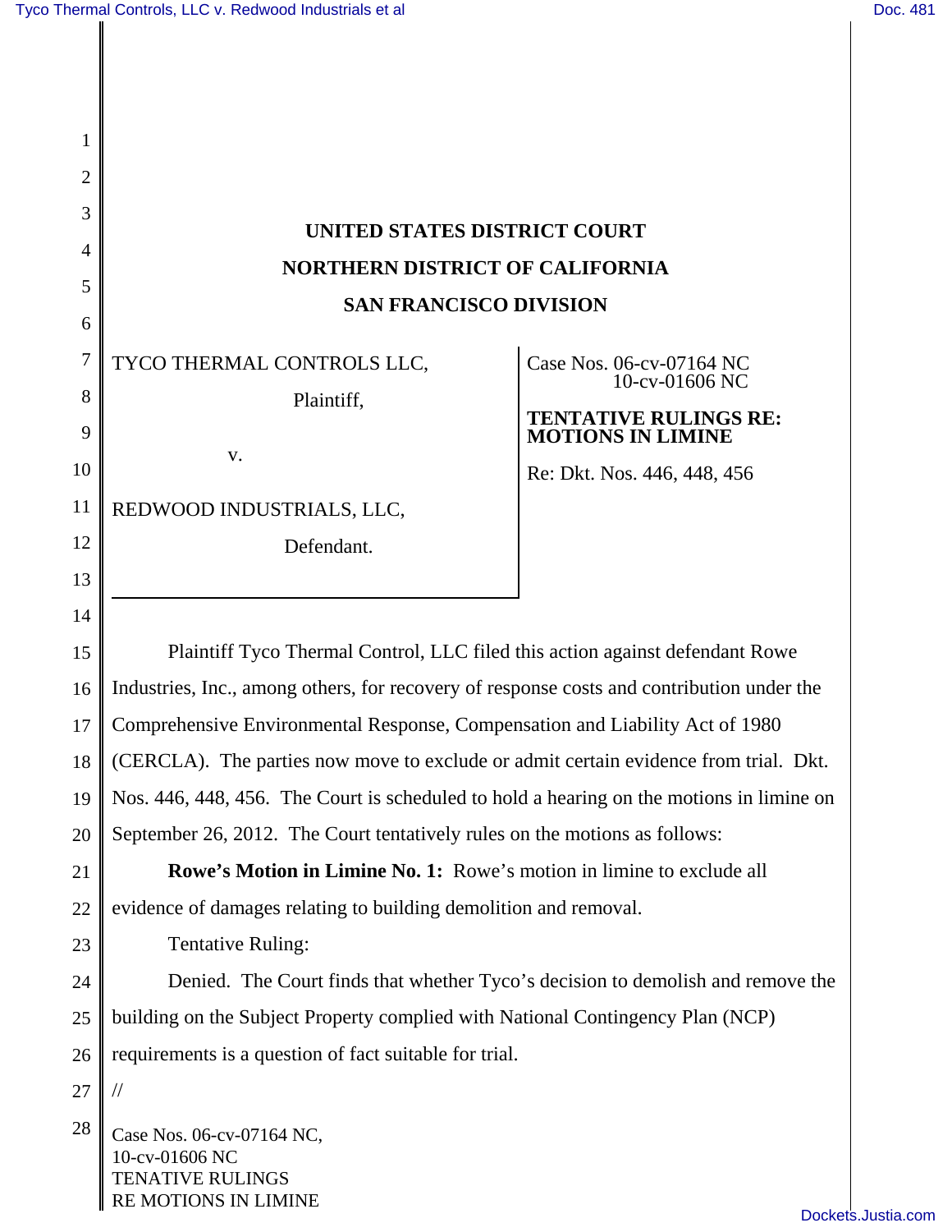# UNITED STATES DISTRICT COURT
# NORTHERN DISTRICT OF CALIFORNIA
# SAN FRANCISCO DIVISION

TYCO THERMAL CONTROLS LLC,

Plaintiff,

v.

REDWOOD INDUSTRIALS, LLC,

Defendant.

Case Nos. 06-cv-07164 NC
10-cv-01606 NC

**TENTATIVE RULINGS RE: MOTIONS IN LIMINE**

Re: Dkt. Nos. 446, 448, 456

Plaintiff Tyco Thermal Control, LLC filed this action against defendant Rowe Industries, Inc., among others, for recovery of response costs and contribution under the Comprehensive Environmental Response, Compensation and Liability Act of 1980 (CERCLA). The parties now move to exclude or admit certain evidence from trial. Dkt. Nos. 446, 448, 456. The Court is scheduled to hold a hearing on the motions in limine on September 26, 2012. The Court tentatively rules on the motions as follows:

**Rowe's Motion in Limine No. 1:** Rowe's motion in limine to exclude all evidence of damages relating to building demolition and removal.

Tentative Ruling:

Denied. The Court finds that whether Tyco's decision to demolish and remove the building on the Subject Property complied with National Contingency Plan (NCP) requirements is a question of fact suitable for trial.

//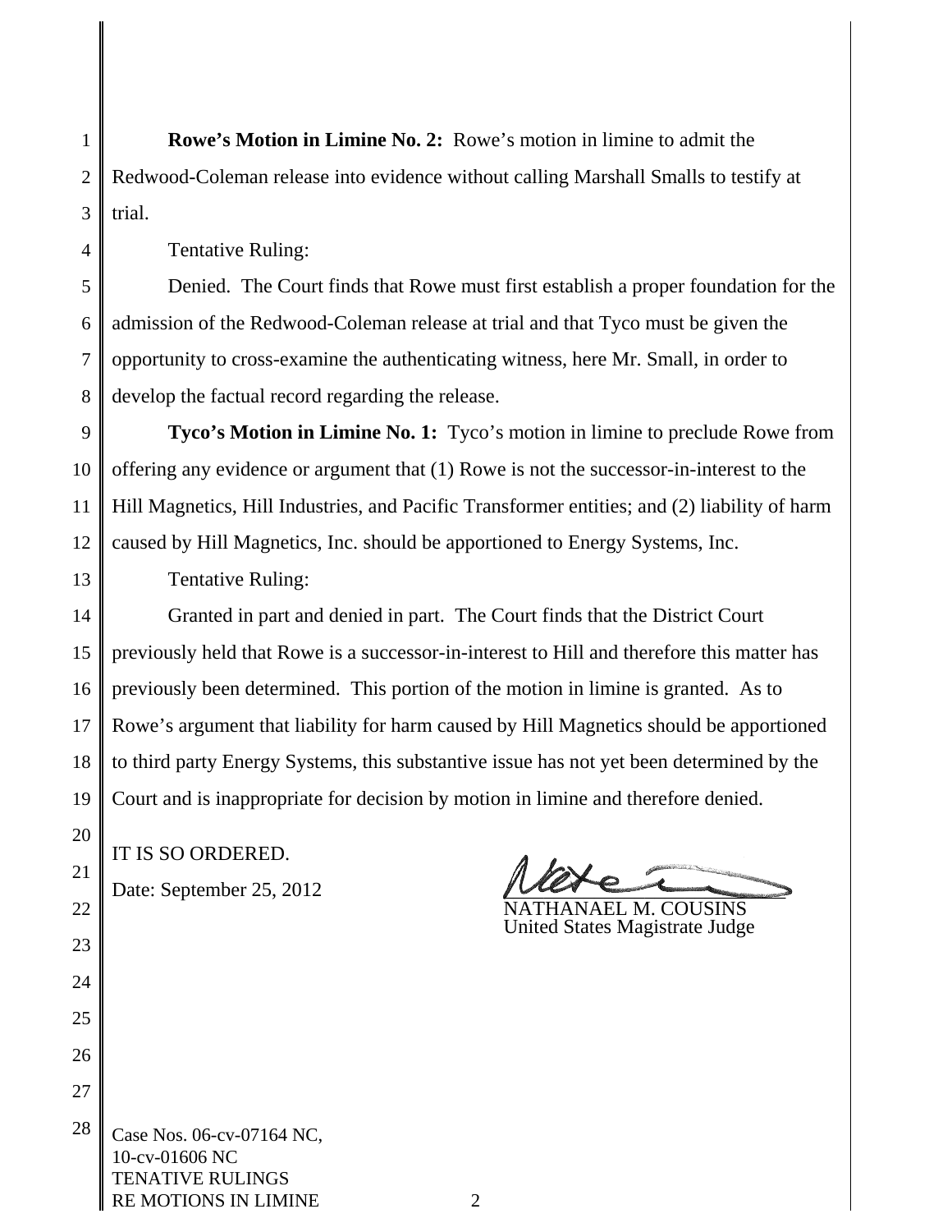**Rowe's Motion in Limine No. 2:** Rowe's motion in limine to admit the Redwood-Coleman release into evidence without calling Marshall Smalls to testify at trial.

Tentative Ruling:

Denied. The Court finds that Rowe must first establish a proper foundation for the admission of the Redwood-Coleman release at trial and that Tyco must be given the opportunity to cross-examine the authenticating witness, here Mr. Small, in order to develop the factual record regarding the release.

**Tyco's Motion in Limine No. 1:** Tyco's motion in limine to preclude Rowe from offering any evidence or argument that (1) Rowe is not the successor-in-interest to the Hill Magnetics, Hill Industries, and Pacific Transformer entities; and (2) liability of harm caused by Hill Magnetics, Inc. should be apportioned to Energy Systems, Inc.

Tentative Ruling:

Granted in part and denied in part. The Court finds that the District Court previously held that Rowe is a successor-in-interest to Hill and therefore this matter has previously been determined. This portion of the motion in limine is granted. As to Rowe's argument that liability for harm caused by Hill Magnetics should be apportioned to third party Energy Systems, this substantive issue has not yet been determined by the Court and is inappropriate for decision by motion in limine and therefore denied.

IT IS SO ORDERED.

Date: September 25, 2012

NATHANAEL M. COUSINS
United States Magistrate Judge

Case Nos. 06-cv-07164 NC, 10-cv-01606 NC
TENATIVE RULINGS RE MOTIONS IN LIMINE